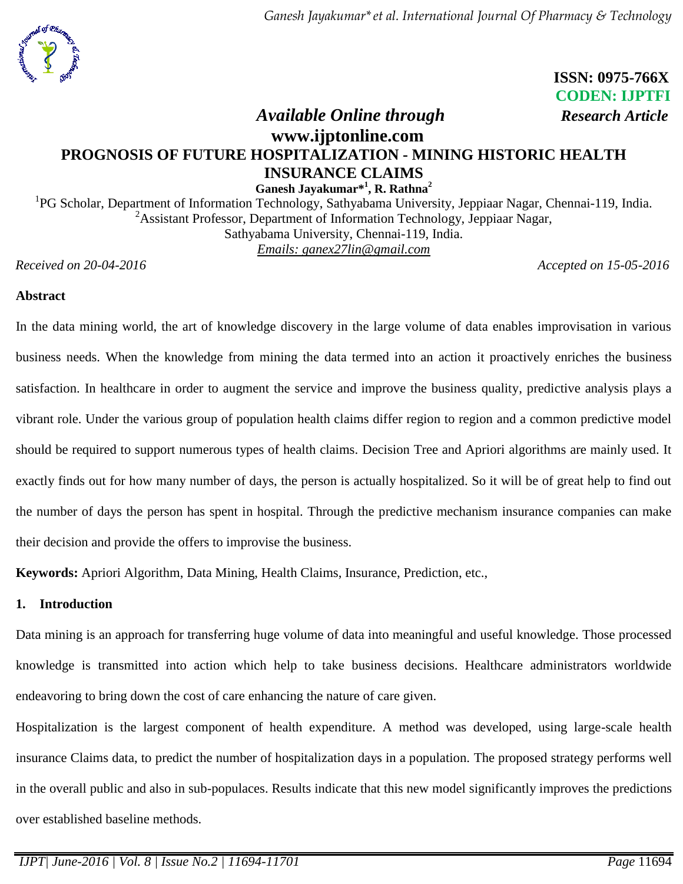ISSN: 0975-766X
CODEN: IJPTFI

*Available Online through* *Research Article*

**www.ijptonline.com**

# PROGNOSIS OF FUTURE HOSPITALIZATION - MINING HISTORIC HEALTH INSURANCE CLAIMS

**Ganesh Jayakumar*[1], R. Rathna[2]**

[1]PG Scholar, Department of Information Technology, Sathyabama University, Jeppiaar Nagar, Chennai-119, India.
[2]Assistant Professor, Department of Information Technology, Jeppiaar Nagar, Sathyabama University, Chennai-119, India.
*Emails: ganex27lin@gmail.com*

*Received on 20-04-2016* *Accepted on 15-05-2016*

## Abstract

In the data mining world, the art of knowledge discovery in the large volume of data enables improvisation in various business needs. When the knowledge from mining the data termed into an action it proactively enriches the business satisfaction. In healthcare in order to augment the service and improve the business quality, predictive analysis plays a vibrant role. Under the various group of population health claims differ region to region and a common predictive model should be required to support numerous types of health claims. Decision Tree and Apriori algorithms are mainly used. It exactly finds out for how many number of days, the person is actually hospitalized. So it will be of great help to find out the number of days the person has spent in hospital. Through the predictive mechanism insurance companies can make their decision and provide the offers to improvise the business.

**Keywords:** Apriori Algorithm, Data Mining, Health Claims, Insurance, Prediction, etc.,

## 1. Introduction

Data mining is an approach for transferring huge volume of data into meaningful and useful knowledge. Those processed knowledge is transmitted into action which help to take business decisions. Healthcare administrators worldwide endeavoring to bring down the cost of care enhancing the nature of care given.

Hospitalization is the largest component of health expenditure. A method was developed, using large-scale health insurance Claims data, to predict the number of hospitalization days in a population. The proposed strategy performs well in the overall public and also in sub-populaces. Results indicate that this new model significantly improves the predictions over established baseline methods.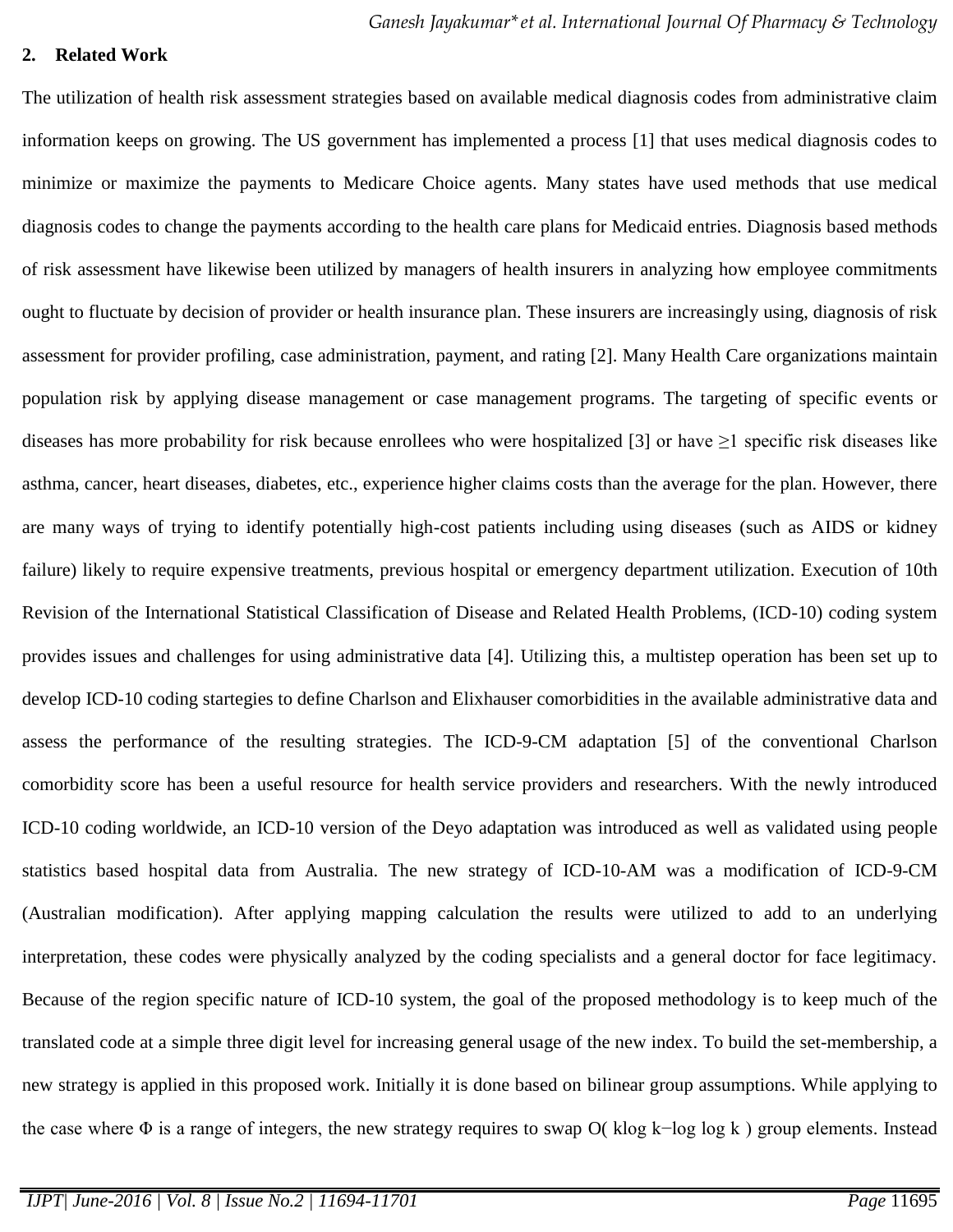## 2. Related Work

The utilization of health risk assessment strategies based on available medical diagnosis codes from administrative claim information keeps on growing. The US government has implemented a process [1] that uses medical diagnosis codes to minimize or maximize the payments to Medicare Choice agents. Many states have used methods that use medical diagnosis codes to change the payments according to the health care plans for Medicaid entries. Diagnosis based methods of risk assessment have likewise been utilized by managers of health insurers in analyzing how employee commitments ought to fluctuate by decision of provider or health insurance plan. These insurers are increasingly using, diagnosis of risk assessment for provider profiling, case administration, payment, and rating [2]. Many Health Care organizations maintain population risk by applying disease management or case management programs. The targeting of specific events or diseases has more probability for risk because enrollees who were hospitalized [3] or have ≥1 specific risk diseases like asthma, cancer, heart diseases, diabetes, etc., experience higher claims costs than the average for the plan. However, there are many ways of trying to identify potentially high-cost patients including using diseases (such as AIDS or kidney failure) likely to require expensive treatments, previous hospital or emergency department utilization. Execution of 10th Revision of the International Statistical Classification of Disease and Related Health Problems, (ICD-10) coding system provides issues and challenges for using administrative data [4]. Utilizing this, a multistep operation has been set up to develop ICD-10 coding startegies to define Charlson and Elixhauser comorbidities in the available administrative data and assess the performance of the resulting strategies. The ICD-9-CM adaptation [5] of the conventional Charlson comorbidity score has been a useful resource for health service providers and researchers. With the newly introduced ICD-10 coding worldwide, an ICD-10 version of the Deyo adaptation was introduced as well as validated using people statistics based hospital data from Australia. The new strategy of ICD-10-AM was a modification of ICD-9-CM (Australian modification). After applying mapping calculation the results were utilized to add to an underlying interpretation, these codes were physically analyzed by the coding specialists and a general doctor for face legitimacy. Because of the region specific nature of ICD-10 system, the goal of the proposed methodology is to keep much of the translated code at a simple three digit level for increasing general usage of the new index. To build the set-membership, a new strategy is applied in this proposed work. Initially it is done based on bilinear group assumptions. While applying to the case where $\Phi$ is a range of integers, the new strategy requires to swap $O(k \log k - \log \log k)$ group elements. Instead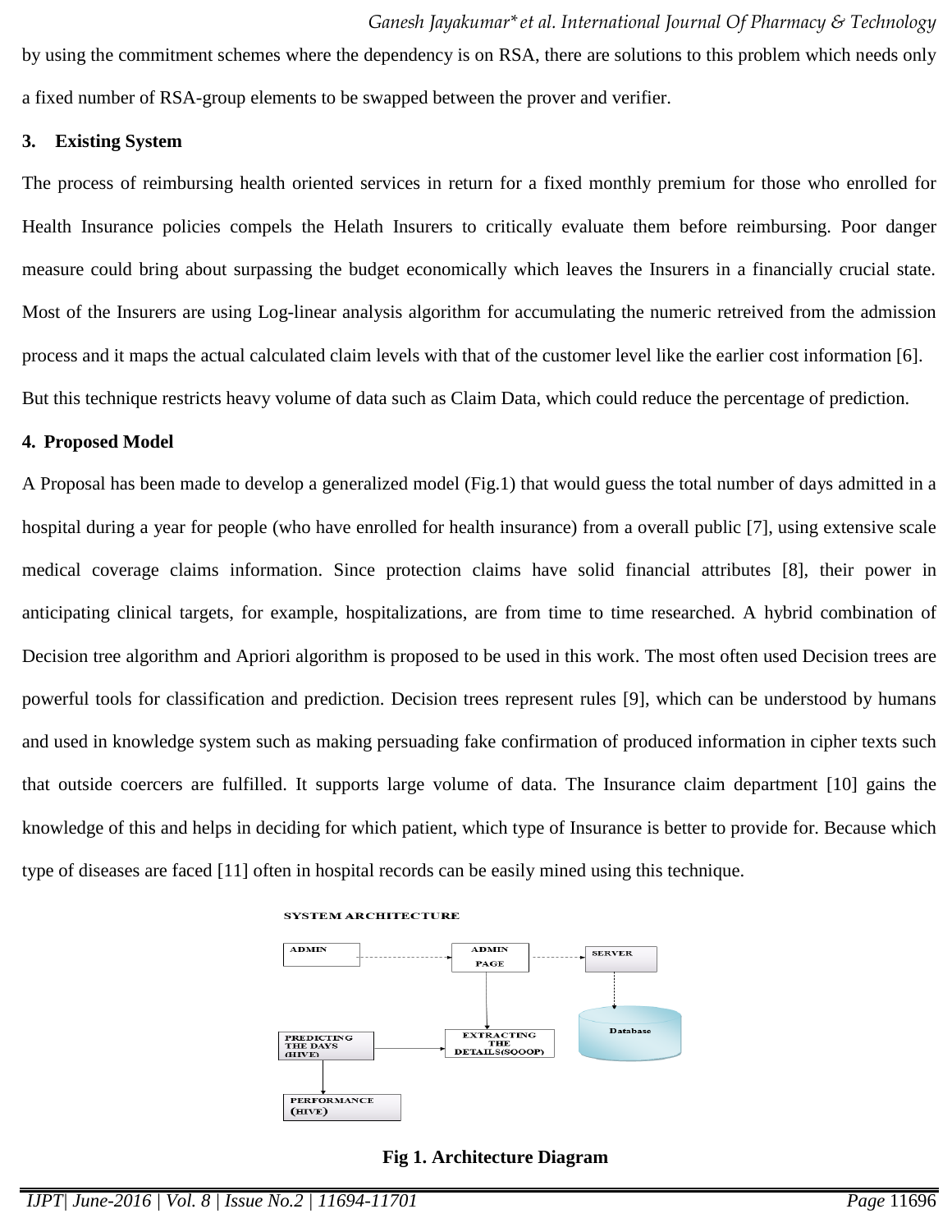by using the commitment schemes where the dependency is on RSA, there are solutions to this problem which needs only a fixed number of RSA-group elements to be swapped between the prover and verifier.

## 3. Existing System

The process of reimbursing health oriented services in return for a fixed monthly premium for those who enrolled for Health Insurance policies compels the Helath Insurers to critically evaluate them before reimbursing. Poor danger measure could bring about surpassing the budget economically which leaves the Insurers in a financially crucial state. Most of the Insurers are using Log-linear analysis algorithm for accumulating the numeric retreived from the admission process and it maps the actual calculated claim levels with that of the customer level like the earlier cost information [6]. But this technique restricts heavy volume of data such as Claim Data, which could reduce the percentage of prediction.

## 4. Proposed Model

A Proposal has been made to develop a generalized model (Fig.1) that would guess the total number of days admitted in a hospital during a year for people (who have enrolled for health insurance) from a overall public [7], using extensive scale medical coverage claims information. Since protection claims have solid financial attributes [8], their power in anticipating clinical targets, for example, hospitalizations, are from time to time researched. A hybrid combination of Decision tree algorithm and Apriori algorithm is proposed to be used in this work. The most often used Decision trees are powerful tools for classification and prediction. Decision trees represent rules [9], which can be understood by humans and used in knowledge system such as making persuading fake confirmation of produced information in cipher texts such that outside coercers are fulfilled. It supports large volume of data. The Insurance claim department [10] gains the knowledge of this and helps in deciding for which patient, which type of Insurance is better to provide for. Because which type of diseases are faced [11] often in hospital records can be easily mined using this technique.

SYSTEM ARCHITECTURE

ADMIN → ADMIN PAGE → SERVER → Database

ADMIN PAGE → EXTRACTING THE DETAILS(SQOOP)

PREDICTING THE DAYS (HIVE) → EXTRACTING THE DETAILS(SQOOP)

PREDICTING THE DAYS (HIVE) → PERFORMANCE (HIVE)

**Fig 1. Architecture Diagram**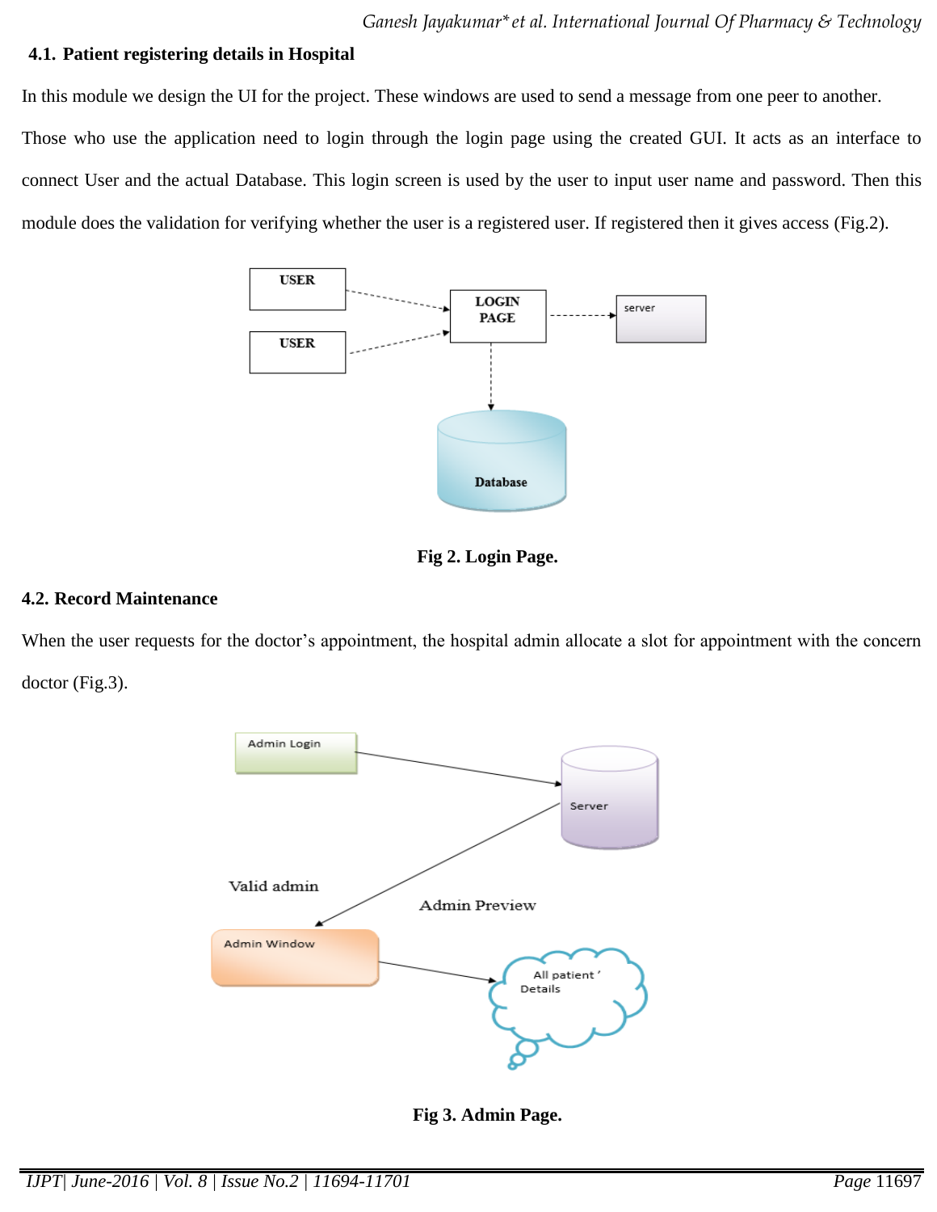### 4.1. Patient registering details in Hospital

In this module we design the UI for the project. These windows are used to send a message from one peer to another. Those who use the application need to login through the login page using the created GUI. It acts as an interface to connect User and the actual Database. This login screen is used by the user to input user name and password. Then this module does the validation for verifying whether the user is a registered user. If registered then it gives access (Fig.2).

**Fig 2. Login Page.**

### 4.2. Record Maintenance

When the user requests for the doctor's appointment, the hospital admin allocate a slot for appointment with the concern doctor (Fig.3).

**Fig 3. Admin Page.**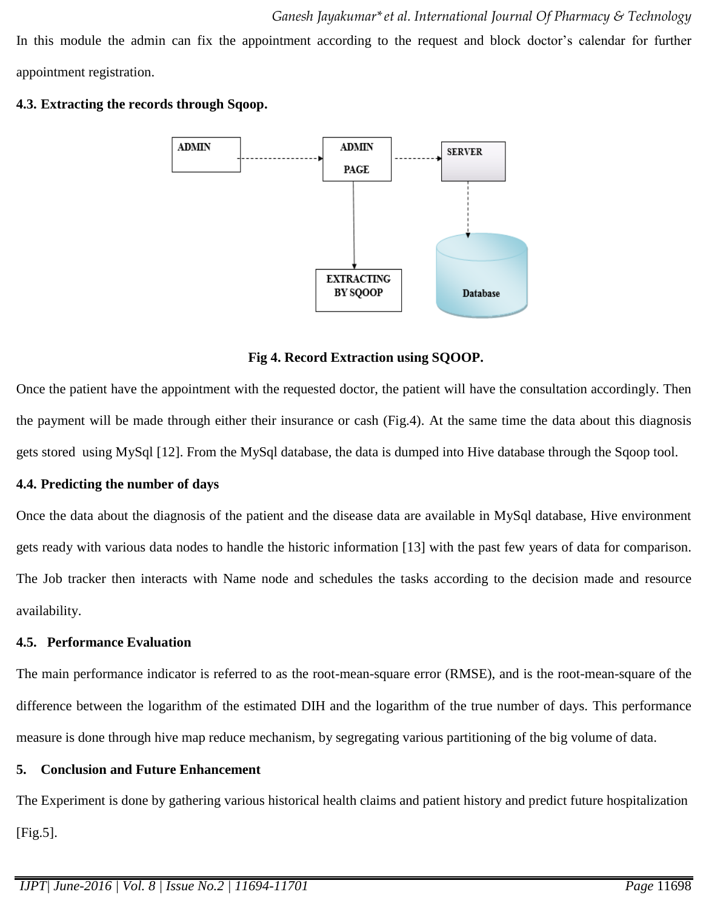In this module the admin can fix the appointment according to the request and block doctor's calendar for further appointment registration.

### 4.3. Extracting the records through Sqoop.

Fig 4. Record Extraction using SQOOP.

Once the patient have the appointment with the requested doctor, the patient will have the consultation accordingly. Then the payment will be made through either their insurance or cash (Fig.4). At the same time the data about this diagnosis gets stored using MySql [12]. From the MySql database, the data is dumped into Hive database through the Sqoop tool.

### 4.4. Predicting the number of days

Once the data about the diagnosis of the patient and the disease data are available in MySql database, Hive environment gets ready with various data nodes to handle the historic information [13] with the past few years of data for comparison. The Job tracker then interacts with Name node and schedules the tasks according to the decision made and resource availability.

### 4.5. Performance Evaluation

The main performance indicator is referred to as the root-mean-square error (RMSE), and is the root-mean-square of the difference between the logarithm of the estimated DIH and the logarithm of the true number of days. This performance measure is done through hive map reduce mechanism, by segregating various partitioning of the big volume of data.

## 5. Conclusion and Future Enhancement

The Experiment is done by gathering various historical health claims and patient history and predict future hospitalization [Fig.5].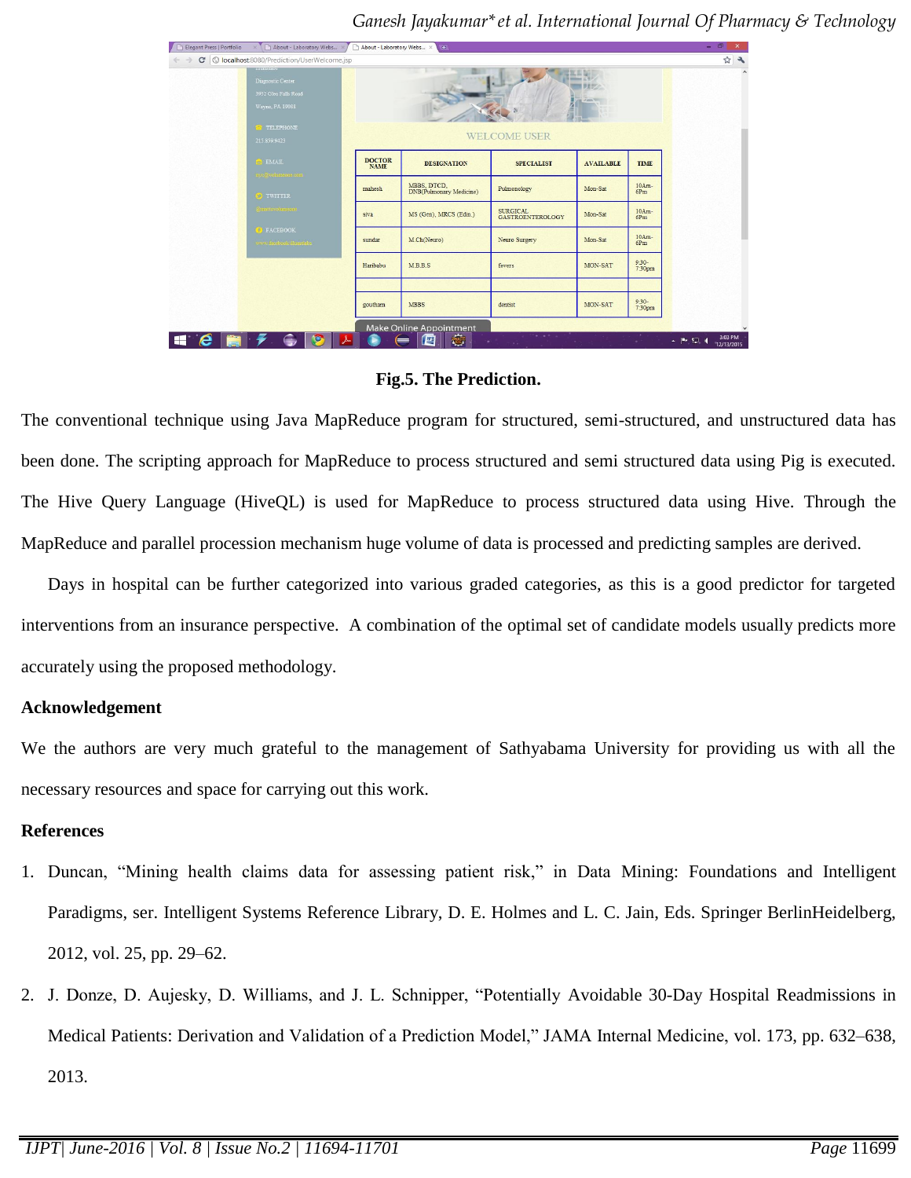Fig.5. The Prediction.

The conventional technique using Java MapReduce program for structured, semi-structured, and unstructured data has been done. The scripting approach for MapReduce to process structured and semi structured data using Pig is executed. The Hive Query Language (HiveQL) is used for MapReduce to process structured data using Hive. Through the MapReduce and parallel procession mechanism huge volume of data is processed and predicting samples are derived.

Days in hospital can be further categorized into various graded categories, as this is a good predictor for targeted interventions from an insurance perspective. A combination of the optimal set of candidate models usually predicts more accurately using the proposed methodology.

## Acknowledgement

We the authors are very much grateful to the management of Sathyabama University for providing us with all the necessary resources and space for carrying out this work.

## References

1. Duncan, "Mining health claims data for assessing patient risk," in Data Mining: Foundations and Intelligent Paradigms, ser. Intelligent Systems Reference Library, D. E. Holmes and L. C. Jain, Eds. Springer BerlinHeidelberg, 2012, vol. 25, pp. 29–62.
2. J. Donze, D. Aujesky, D. Williams, and J. L. Schnipper, "Potentially Avoidable 30-Day Hospital Readmissions in Medical Patients: Derivation and Validation of a Prediction Model," JAMA Internal Medicine, vol. 173, pp. 632–638, 2013.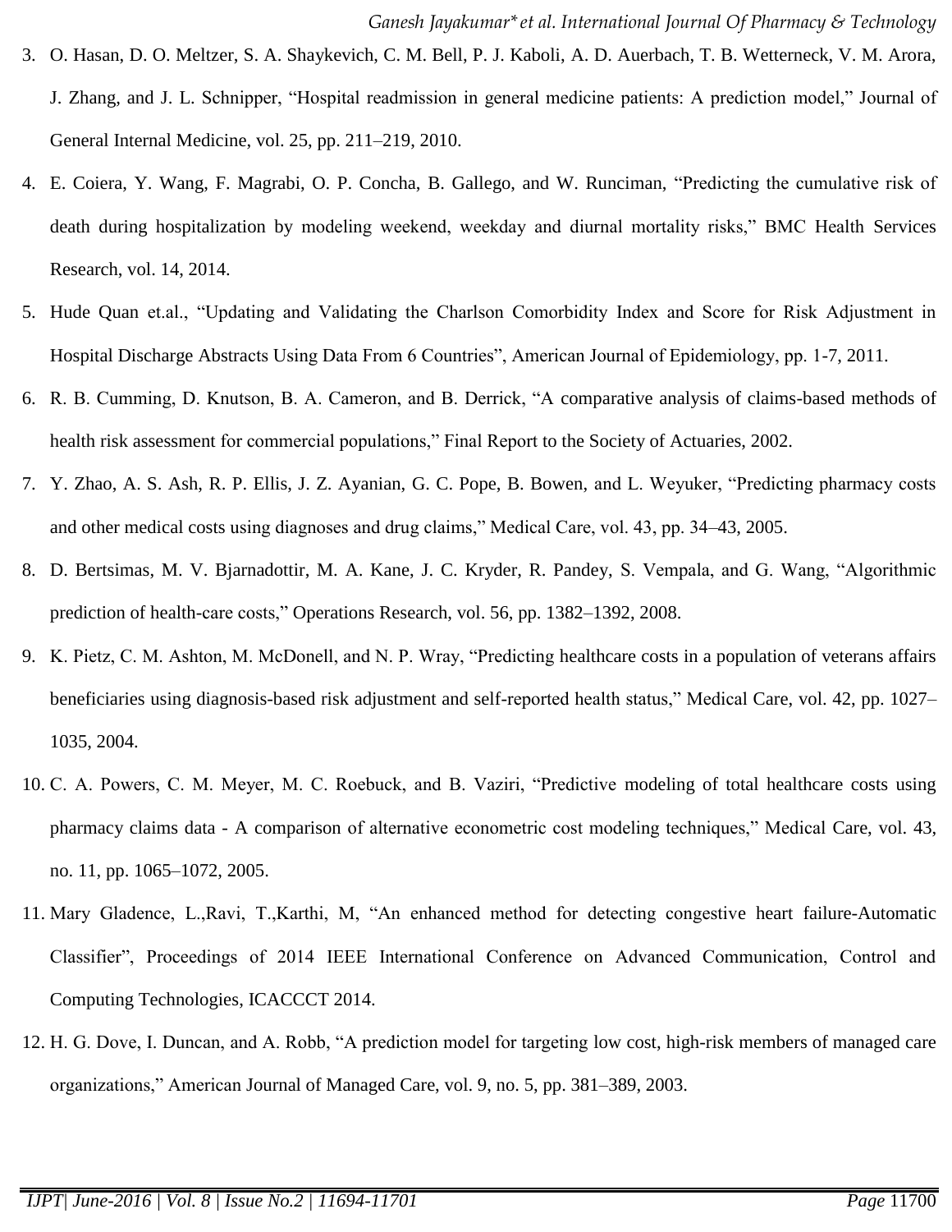3. O. Hasan, D. O. Meltzer, S. A. Shaykevich, C. M. Bell, P. J. Kaboli, A. D. Auerbach, T. B. Wetterneck, V. M. Arora, J. Zhang, and J. L. Schnipper, "Hospital readmission in general medicine patients: A prediction model," Journal of General Internal Medicine, vol. 25, pp. 211–219, 2010.
4. E. Coiera, Y. Wang, F. Magrabi, O. P. Concha, B. Gallego, and W. Runciman, "Predicting the cumulative risk of death during hospitalization by modeling weekend, weekday and diurnal mortality risks," BMC Health Services Research, vol. 14, 2014.
5. Hude Quan et.al., "Updating and Validating the Charlson Comorbidity Index and Score for Risk Adjustment in Hospital Discharge Abstracts Using Data From 6 Countries", American Journal of Epidemiology, pp. 1-7, 2011.
6. R. B. Cumming, D. Knutson, B. A. Cameron, and B. Derrick, "A comparative analysis of claims-based methods of health risk assessment for commercial populations," Final Report to the Society of Actuaries, 2002.
7. Y. Zhao, A. S. Ash, R. P. Ellis, J. Z. Ayanian, G. C. Pope, B. Bowen, and L. Weyuker, "Predicting pharmacy costs and other medical costs using diagnoses and drug claims," Medical Care, vol. 43, pp. 34–43, 2005.
8. D. Bertsimas, M. V. Bjarnadottir, M. A. Kane, J. C. Kryder, R. Pandey, S. Vempala, and G. Wang, "Algorithmic prediction of health-care costs," Operations Research, vol. 56, pp. 1382–1392, 2008.
9. K. Pietz, C. M. Ashton, M. McDonell, and N. P. Wray, "Predicting healthcare costs in a population of veterans affairs beneficiaries using diagnosis-based risk adjustment and self-reported health status," Medical Care, vol. 42, pp. 1027–1035, 2004.
10. C. A. Powers, C. M. Meyer, M. C. Roebuck, and B. Vaziri, "Predictive modeling of total healthcare costs using pharmacy claims data - A comparison of alternative econometric cost modeling techniques," Medical Care, vol. 43, no. 11, pp. 1065–1072, 2005.
11. Mary Gladence, L.,Ravi, T.,Karthi, M, "An enhanced method for detecting congestive heart failure-Automatic Classifier", Proceedings of 2014 IEEE International Conference on Advanced Communication, Control and Computing Technologies, ICACCCT 2014.
12. H. G. Dove, I. Duncan, and A. Robb, "A prediction model for targeting low cost, high-risk members of managed care organizations," American Journal of Managed Care, vol. 9, no. 5, pp. 381–389, 2003.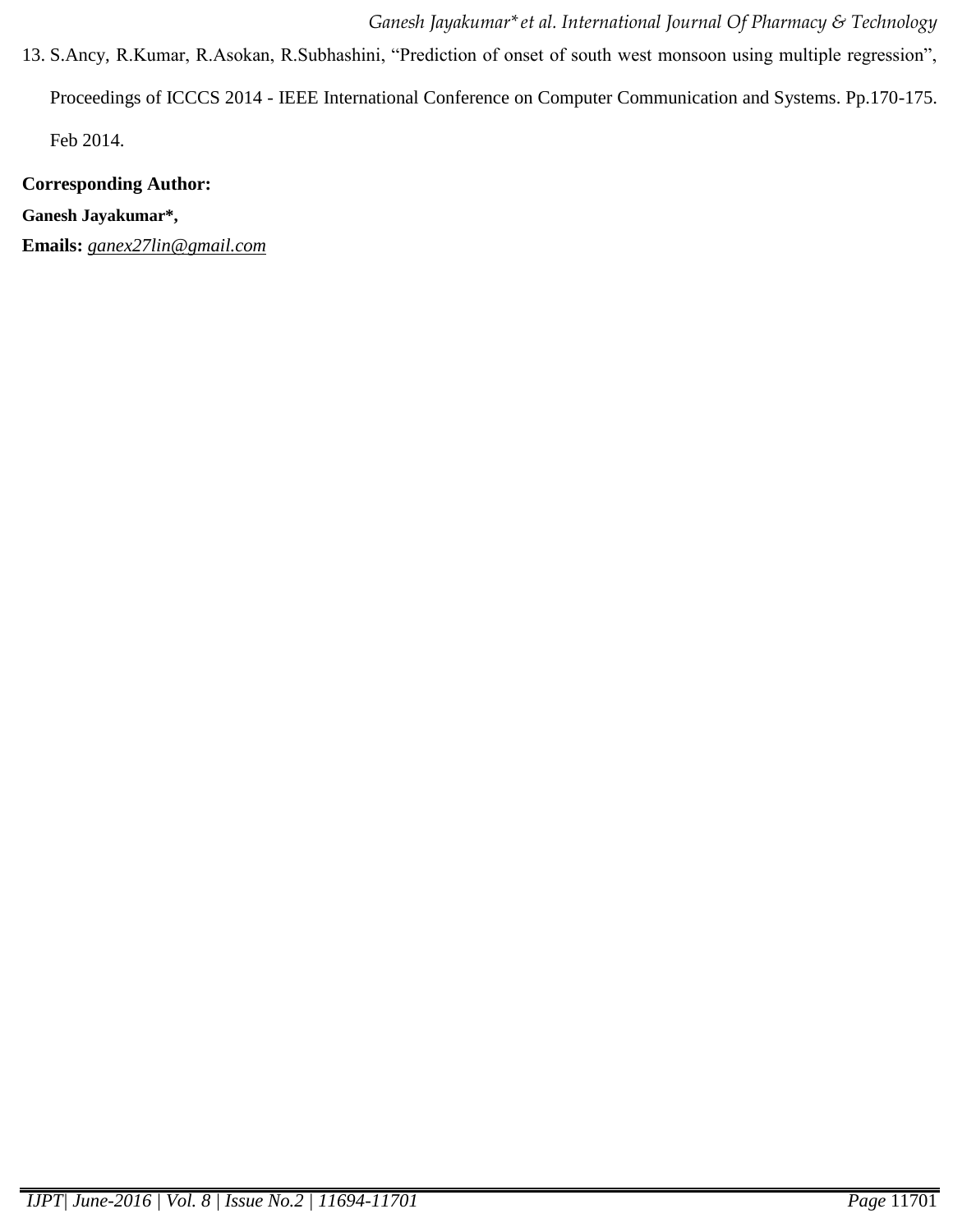13. S.Ancy, R.Kumar, R.Asokan, R.Subhashini, "Prediction of onset of south west monsoon using multiple regression", Proceedings of ICCCS 2014 - IEEE International Conference on Computer Communication and Systems. Pp.170-175. Feb 2014.

**Corresponding Author:**

**Ganesh Jayakumar*,**

**Emails:** *ganex27lin@gmail.com*